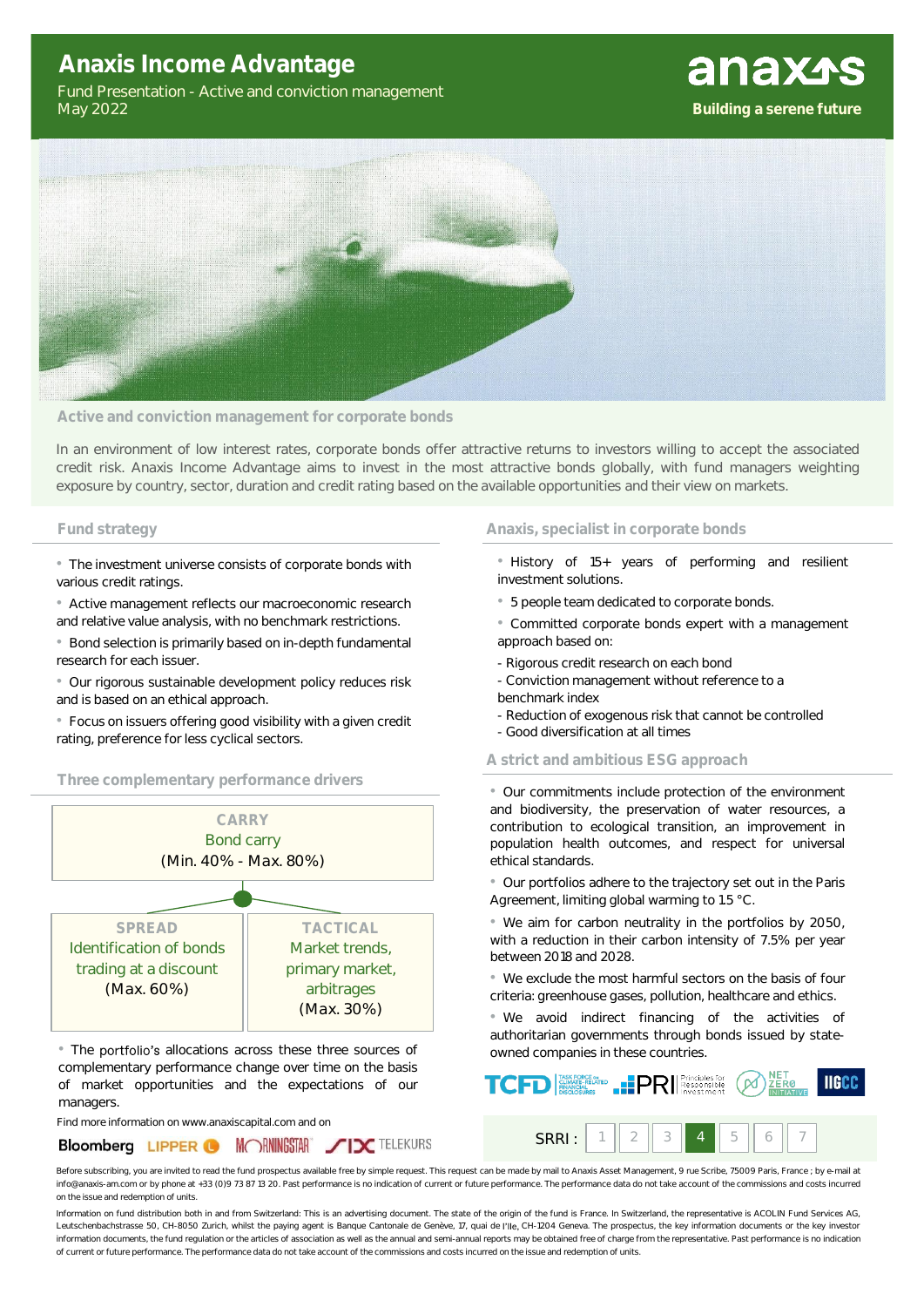# Anaxis Income Advantage

Fund Presentation - Active and conviction management
May 2022

anaxis
**Building a serene future**

## Active and conviction management for corporate bonds

In an environment of low interest rates, corporate bonds offer attractive returns to investors willing to accept the associated credit risk. Anaxis Income Advantage aims to invest in the most attractive bonds globally, with fund managers weighting exposure by country, sector, duration and credit rating based on the available opportunities and their view on markets.

## Fund strategy

- The investment universe consists of corporate bonds with various credit ratings.
- Active management reflects our macroeconomic research and relative value analysis, with no benchmark restrictions.
- Bond selection is primarily based on in-depth fundamental research for each issuer.
- Our rigorous sustainable development policy reduces risk and is based on an ethical approach.
- Focus on issuers offering good visibility with a given credit rating, preference for less cyclical sectors.

## Three complementary performance drivers

**CARRY**
Bond carry
(Min. 40% - Max. 80%)

**SPREAD**
Identification of bonds trading at a discount
(Max. 60%)

**TACTICAL**
Market trends, primary market, arbitrages
(Max. 30%)

- The portfolio's allocations across these three sources of complementary performance change over time on the basis of market opportunities and the expectations of our managers.

Find more information on www.anaxiscapital.com and on

Bloomberg LIPPER MORNINGSTAR SIX TELEKURS

## Anaxis, specialist in corporate bonds

- History of 15+ years of performing and resilient investment solutions.
- 5 people team dedicated to corporate bonds.
- Committed corporate bonds expert with a management approach based on:

- Rigorous credit research on each bond
- Conviction management without reference to a benchmark index
- Reduction of exogenous risk that cannot be controlled
- Good diversification at all times

## A strict and ambitious ESG approach

- Our commitments include protection of the environment and biodiversity, the preservation of water resources, a contribution to ecological transition, an improvement in population health outcomes, and respect for universal ethical standards.
- Our portfolios adhere to the trajectory set out in the Paris Agreement, limiting global warming to 1.5 °C.
- We aim for carbon neutrality in the portfolios by 2050, with a reduction in their carbon intensity of 7.5% per year between 2018 and 2028.
- We exclude the most harmful sectors on the basis of four criteria: greenhouse gases, pollution, healthcare and ethics.
- We avoid indirect financing of the activities of authoritarian governments through bonds issued by state-owned companies in these countries.

TCFD | PRI Principles for Responsible Investment | Net Zero Initiative | IIGCC

SRRI : 1 | 2 | 3 | **4** | 5 | 6 | 7

Before subscribing, you are invited to read the fund prospectus available free by simple request. This request can be made by mail to Anaxis Asset Management, 9 rue Scribe, 75009 Paris, France ; by e-mail at info@anaxis-am.com or by phone at +33 (0)9 73 87 13 20. Past performance is no indication of current or future performance. The performance data do not take account of the commissions and costs incurred on the issue and redemption of units.

Information on fund distribution both in and from Switzerland: This is an advertising document. The state of the origin of the fund is France. In Switzerland, the representative is ACOLIN Fund Services AG, Leutschenbachstrasse 50, CH-8050 Zurich, whilst the paying agent is Banque Cantonale de Genève, 17, quai de l'Ile, CH-1204 Geneva. The prospectus, the key information documents or the key investor information documents, the fund regulation or the articles of association as well as the annual and semi-annual reports may be obtained free of charge from the representative. Past performance is no indication of current or future performance. The performance data do not take account of the commissions and costs incurred on the issue and redemption of units.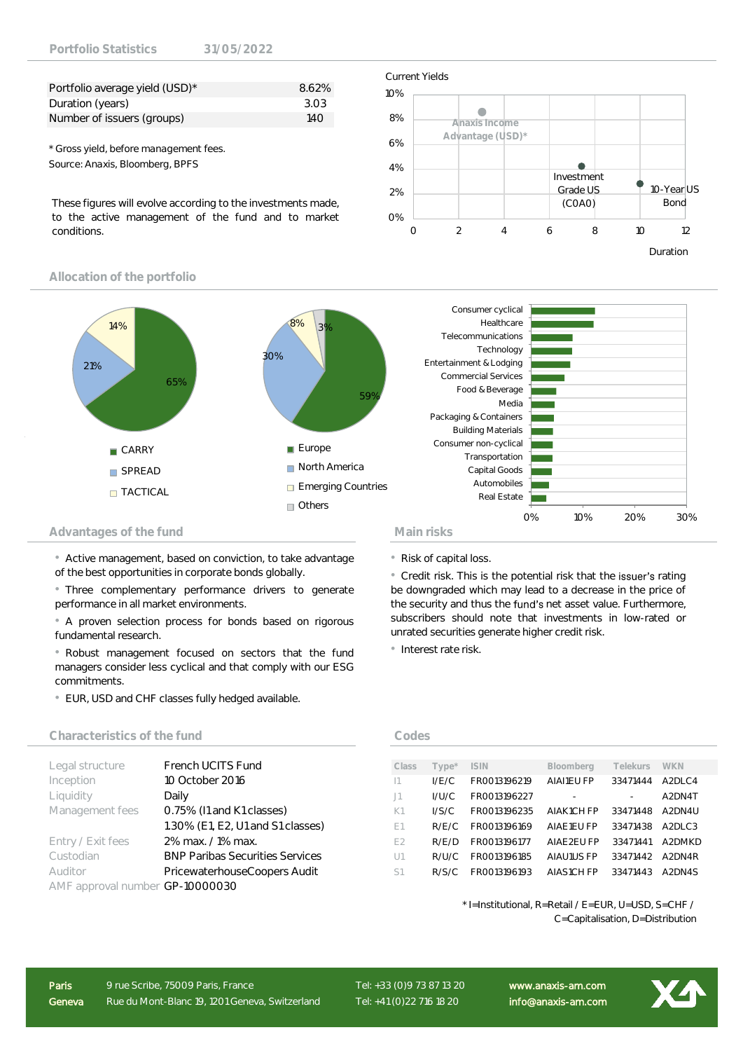## Portfolio Statistics 31/05/2022

| | |
|---|---|
| Portfolio average yield (USD)* | 8.62% |
| Duration (years) | 3.03 |
| Number of issuers (groups) | 140 |

\* Gross yield, before management fees.
Source: Anaxis, Bloomberg, BPFS

These figures will evolve according to the investments made, to the active management of the fund and to market conditions.

Current Yields

10%
8%
6%
4%
2%
0%

0 2 4 6 8 10 12

Duration

Anaxis Income Advantage (USD)*
Investment Grade US (C0A0)
10-Year US Bond

## Allocation of the portfolio

14%
21%
65%

CARRY
SPREAD
TACTICAL

8%
3%
30%
59%

Europe
North America
Emerging Countries
Others

Consumer cyclical
Healthcare
Telecommunications
Technology
Entertainment & Lodging
Commercial Services
Food & Beverage
Media
Packaging & Containers
Building Materials
Consumer non-cyclical
Transportation
Capital Goods
Automobiles
Real Estate

0% 10% 20% 30%

## Advantages of the fund

- Active management, based on conviction, to take advantage of the best opportunities in corporate bonds globally.
- Three complementary performance drivers to generate performance in all market environments.
- A proven selection process for bonds based on rigorous fundamental research.
- Robust management focused on sectors that the fund managers consider less cyclical and that comply with our ESG commitments.
- EUR, USD and CHF classes fully hedged available.

## Main risks

- Risk of capital loss.
- Credit risk. This is the potential risk that the issuer's rating be downgraded which may lead to a decrease in the price of the security and thus the fund's net asset value. Furthermore, subscribers should note that investments in low-rated or unrated securities generate higher credit risk.
- Interest rate risk.

## Characteristics of the fund

| | |
|---|---|
| Legal structure | French UCITS Fund |
| Inception | 10 October 2016 |
| Liquidity | Daily |
| Management fees | 0.75% (I1 and K1 classes) |
| | 1.30% (E1, E2, U1 and S1 classes) |
| Entry / Exit fees | 2% max. / 1% max. |
| Custodian | BNP Paribas Securities Services |
| Auditor | PricewaterhouseCoopers Audit |
| AMF approval number | GP-10000030 |

## Codes

| Class | Type* | ISIN | Bloomberg | Telekurs | WKN |
|---|---|---|---|---|---|
| I1 | I/E/C | FR0013196219 | AIAI1EU FP | 33471444 | A2DLC4 |
| J1 | I/U/C | FR0013196227 | - | - | A2DN4T |
| K1 | I/S/C | FR0013196235 | AIAK1CH FP | 33471448 | A2DN4U |
| E1 | R/E/C | FR0013196169 | AIAE1EU FP | 33471438 | A2DLC3 |
| E2 | R/E/D | FR0013196177 | AIAE2EU FP | 33471441 | A2DMKD |
| U1 | R/U/C | FR0013196185 | AIAU1US FP | 33471442 | A2DN4R |
| S1 | R/S/C | FR0013196193 | AIAS1CH FP | 33471443 | A2DN4S |

\* I=Institutional, R=Retail / E=EUR, U=USD, S=CHF / C=Capitalisation, D=Distribution

**Paris** 9 rue Scribe, 75009 Paris, France Tel: +33 (0)9 73 87 13 20 **www.anaxis-am.com**
**Geneva** Rue du Mont-Blanc 19, 1201 Geneva, Switzerland Tel: +41 (0)22 716 18 20 **info@anaxis-am.com**